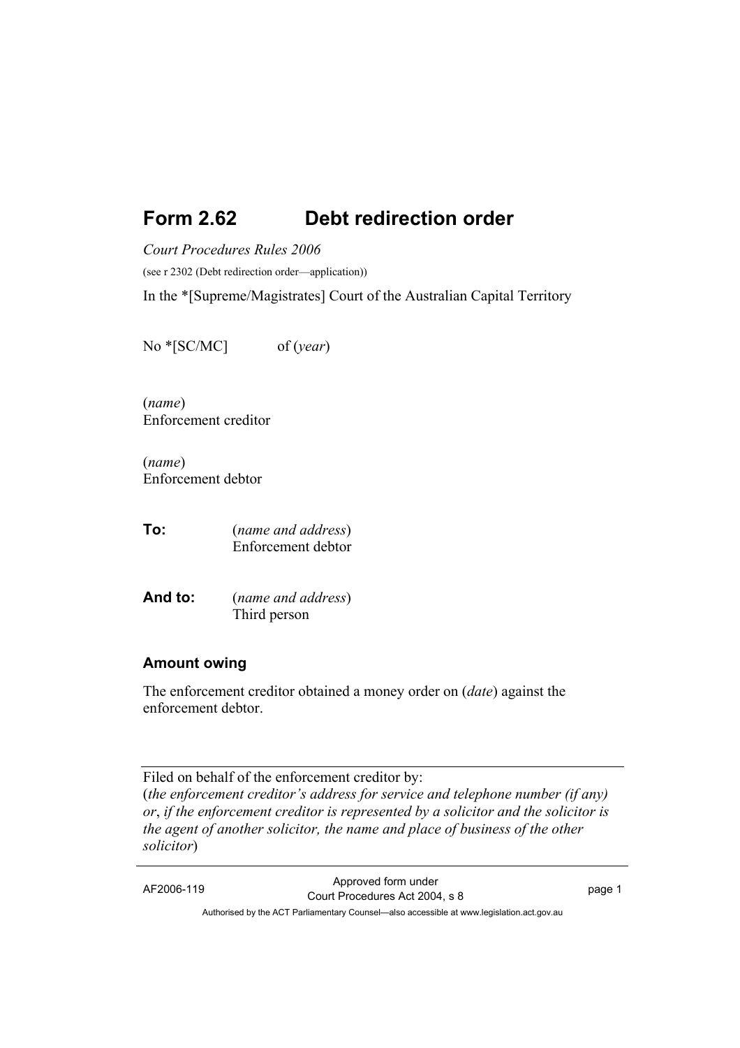# Form 2.62 Debt redirection order

*Court Procedures Rules 2006*

(see r 2302 (Debt redirection order—application))

In the *[Supreme/Magistrates] Court of the Australian Capital Territory

No *[SC/MC] of (*year*)

(*name*)
Enforcement creditor

(*name*)
Enforcement debtor

**To:** (*name and address*)
Enforcement debtor

**And to:** (*name and address*)
Third person

### Amount owing

The enforcement creditor obtained a money order on (*date*) against the enforcement debtor.

---

Filed on behalf of the enforcement creditor by:
(*the enforcement creditor's address for service and telephone number (if any) or*, *if the enforcement creditor is represented by a solicitor and the solicitor is the agent of another solicitor, the name and place of business of the other solicitor*)

---

AF2006-119 Approved form under Court Procedures Act 2004, s 8

Authorised by the ACT Parliamentary Counsel—also accessible at www.legislation.act.gov.au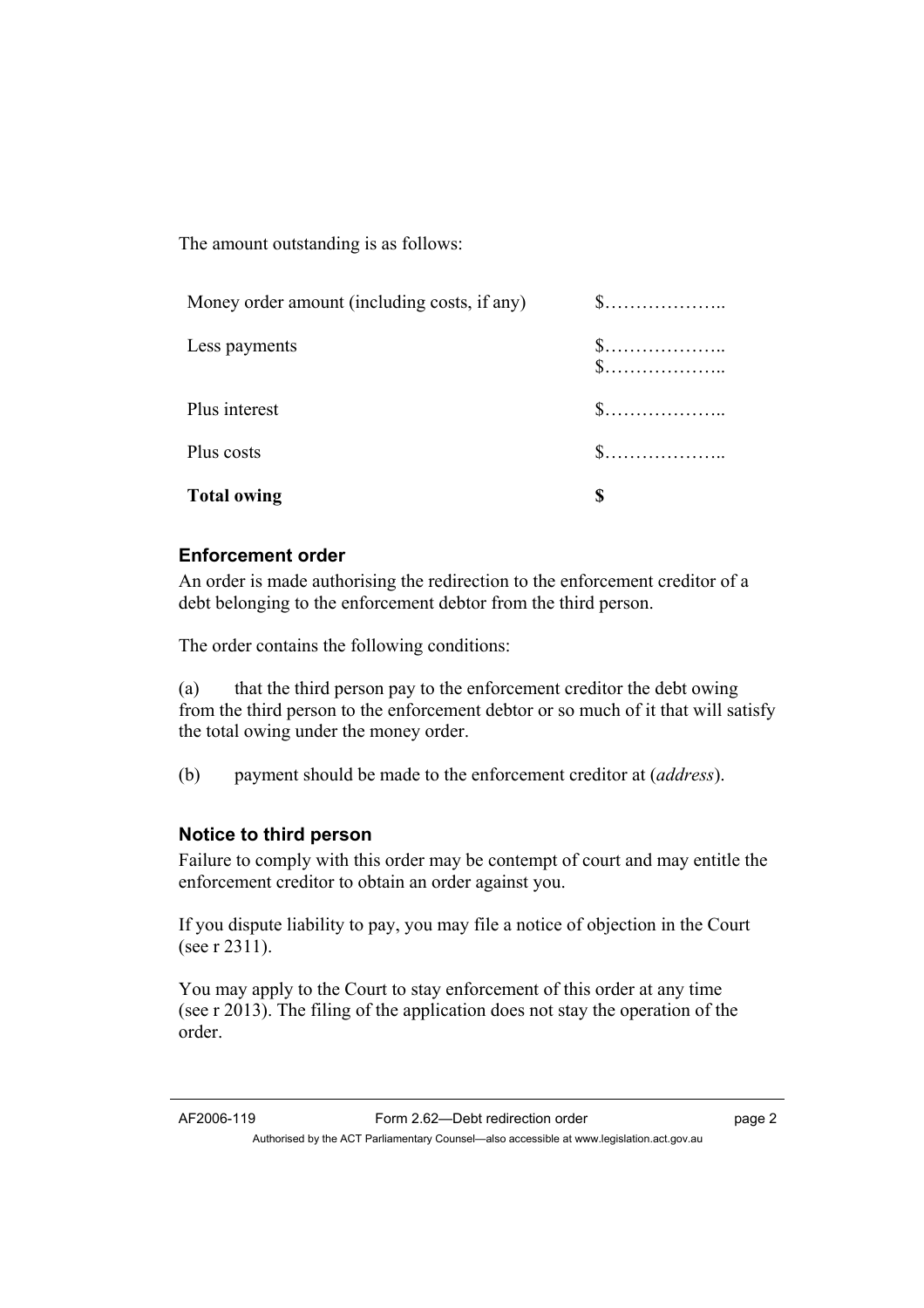The amount outstanding is as follows:

| | |
|---|---|
| Money order amount (including costs, if any) | $……………….. |
| Less payments | $……………….. $……………….. |
| Plus interest | $……………….. |
| Plus costs | $……………….. |
| **Total owing** | **$** |

### Enforcement order

An order is made authorising the redirection to the enforcement creditor of a debt belonging to the enforcement debtor from the third person.

The order contains the following conditions:

(a) that the third person pay to the enforcement creditor the debt owing from the third person to the enforcement debtor or so much of it that will satisfy the total owing under the money order.

(b) payment should be made to the enforcement creditor at (*address*).

### Notice to third person

Failure to comply with this order may be contempt of court and may entitle the enforcement creditor to obtain an order against you.

If you dispute liability to pay, you may file a notice of objection in the Court (see r 2311).

You may apply to the Court to stay enforcement of this order at any time (see r 2013). The filing of the application does not stay the operation of the order.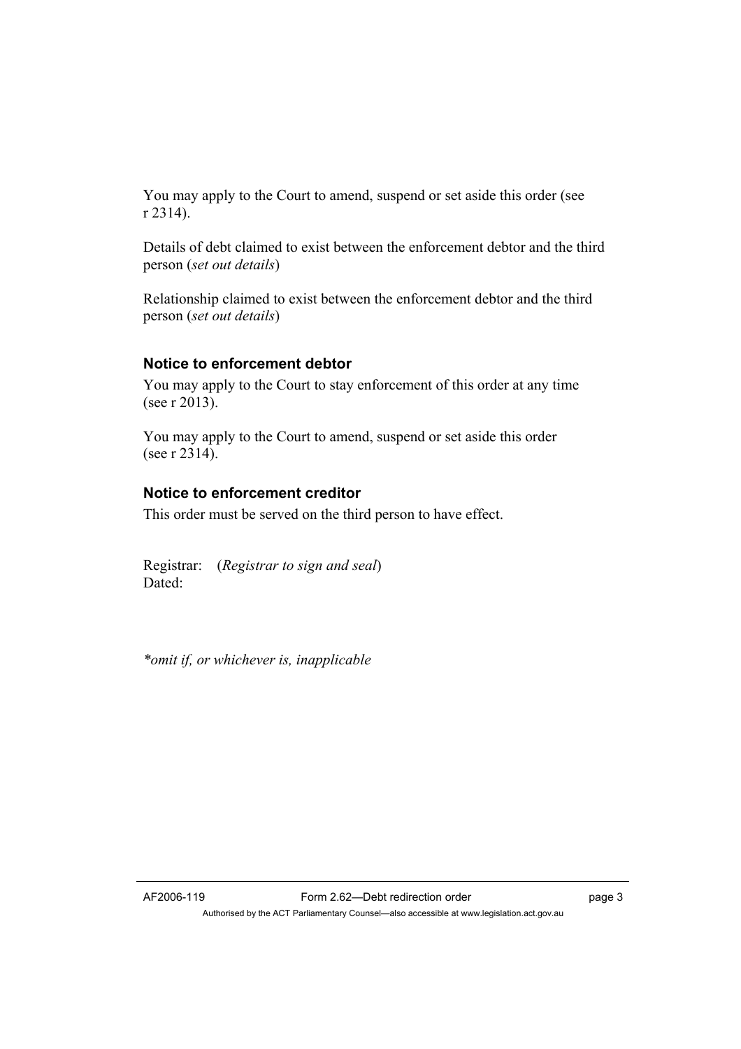You may apply to the Court to amend, suspend or set aside this order (see r 2314).

Details of debt claimed to exist between the enforcement debtor and the third person (*set out details*)

Relationship claimed to exist between the enforcement debtor and the third person (*set out details*)

### Notice to enforcement debtor

You may apply to the Court to stay enforcement of this order at any time (see r 2013).

You may apply to the Court to amend, suspend or set aside this order (see r 2314).

### Notice to enforcement creditor

This order must be served on the third person to have effect.

Registrar: (*Registrar to sign and seal*)
Dated:

*\*omit if, or whichever is, inapplicable*